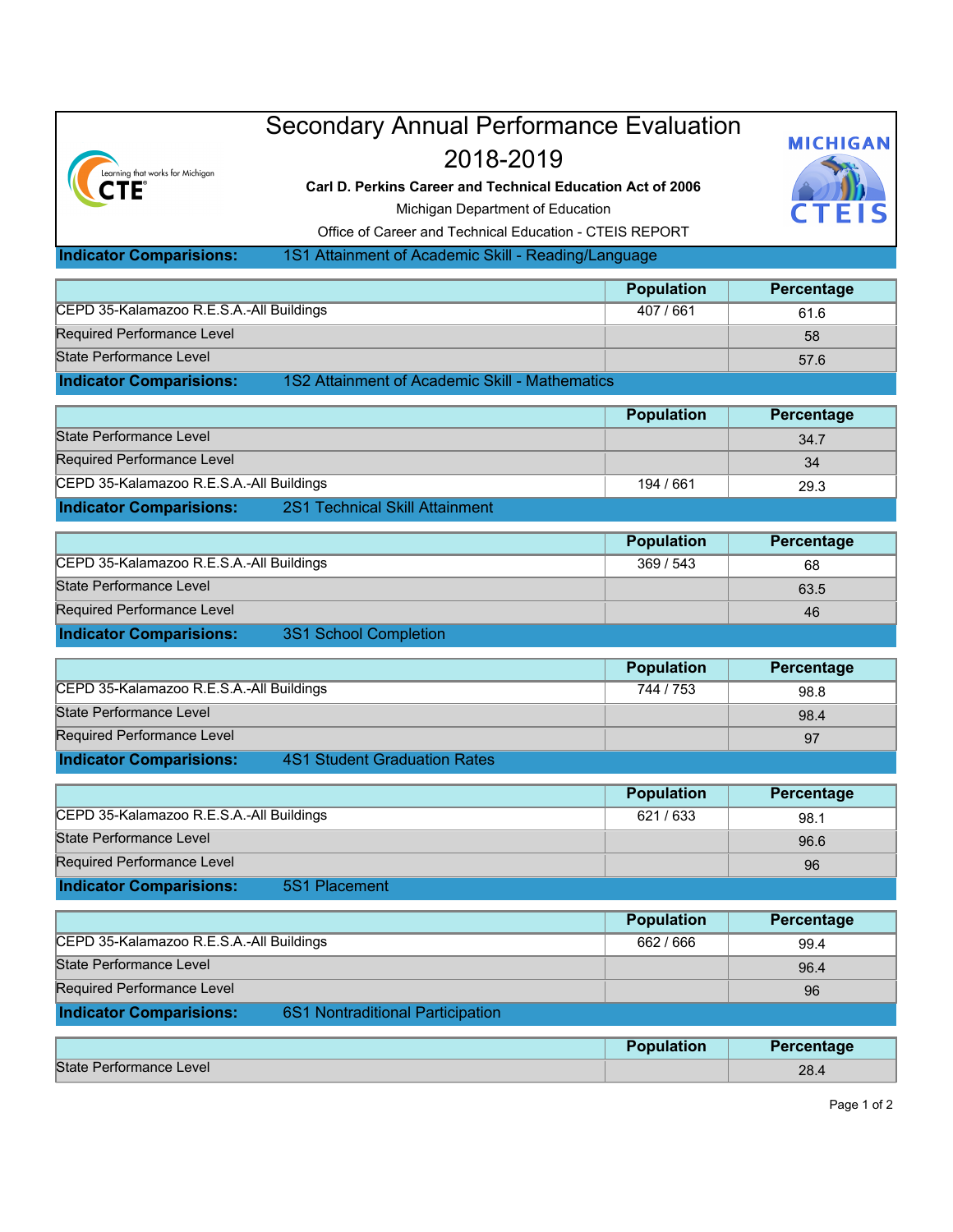# Secondary Annual Performance Evaluation 2018-2019

**Carl D. Perkins Career and Technical Education Act of 2006**

Michigan Department of Education

Office of Career and Technical Education - CTEIS REPORT

## Indicator Comparisions: 1S1 Attainment of Academic Skill - Reading/Language

| | Population | Percentage |
|---|---|---|
| CEPD 35-Kalamazoo R.E.S.A.-All Buildings | 407 / 661 | 61.6 |
| Required Performance Level | | 58 |
| State Performance Level | | 57.6 |

## Indicator Comparisions: 1S2 Attainment of Academic Skill - Mathematics

| | Population | Percentage |
|---|---|---|
| State Performance Level | | 34.7 |
| Required Performance Level | | 34 |
| CEPD 35-Kalamazoo R.E.S.A.-All Buildings | 194 / 661 | 29.3 |

## Indicator Comparisions: 2S1 Technical Skill Attainment

| | Population | Percentage |
|---|---|---|
| CEPD 35-Kalamazoo R.E.S.A.-All Buildings | 369 / 543 | 68 |
| State Performance Level | | 63.5 |
| Required Performance Level | | 46 |

## Indicator Comparisions: 3S1 School Completion

| | Population | Percentage |
|---|---|---|
| CEPD 35-Kalamazoo R.E.S.A.-All Buildings | 744 / 753 | 98.8 |
| State Performance Level | | 98.4 |
| Required Performance Level | | 97 |

## Indicator Comparisions: 4S1 Student Graduation Rates

| | Population | Percentage |
|---|---|---|
| CEPD 35-Kalamazoo R.E.S.A.-All Buildings | 621 / 633 | 98.1 |
| State Performance Level | | 96.6 |
| Required Performance Level | | 96 |

## Indicator Comparisions: 5S1 Placement

| | Population | Percentage |
|---|---|---|
| CEPD 35-Kalamazoo R.E.S.A.-All Buildings | 662 / 666 | 99.4 |
| State Performance Level | | 96.4 |
| Required Performance Level | | 96 |

## Indicator Comparisions: 6S1 Nontraditional Participation

| | Population | Percentage |
|---|---|---|
| State Performance Level | | 28.4 |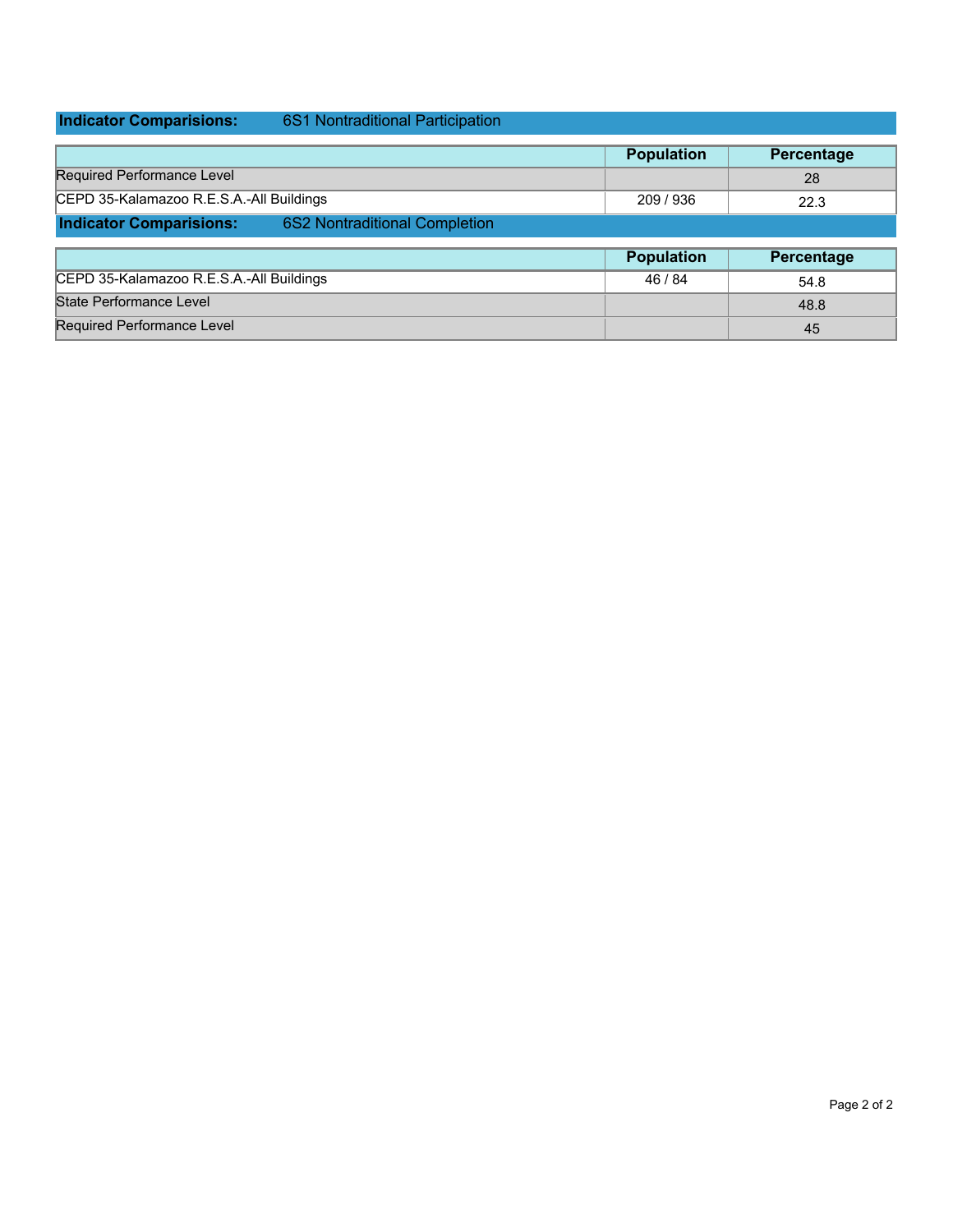**Indicator Comparisions:** 6S1 Nontraditional Participation

| | Population | Percentage |
|---|---|---|
| Required Performance Level | | 28 |
| CEPD 35-Kalamazoo R.E.S.A.-All Buildings | 209 / 936 | 22.3 |

**Indicator Comparisions:** 6S2 Nontraditional Completion

| | Population | Percentage |
|---|---|---|
| CEPD 35-Kalamazoo R.E.S.A.-All Buildings | 46 / 84 | 54.8 |
| State Performance Level | | 48.8 |
| Required Performance Level | | 45 |